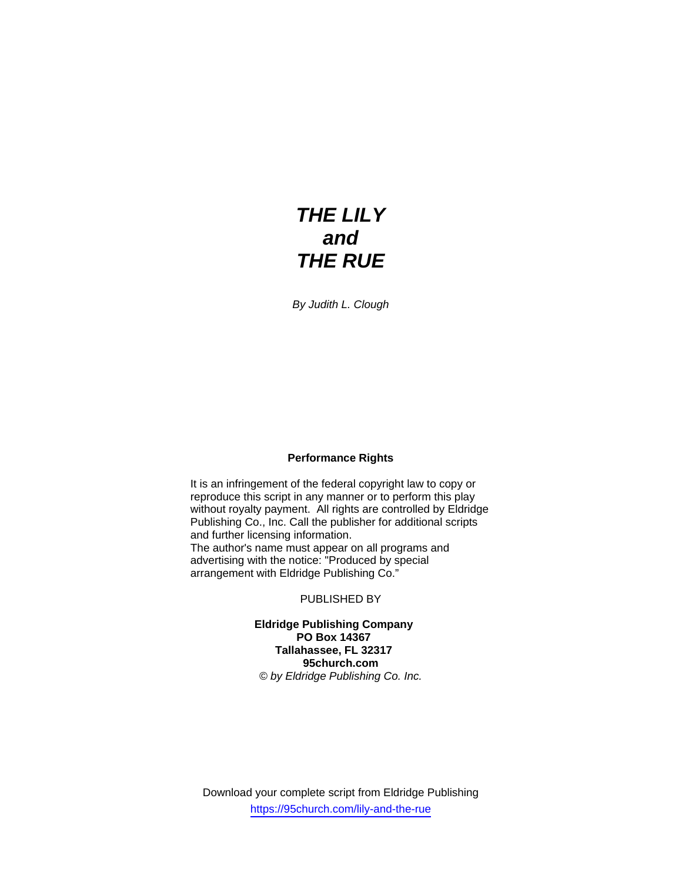# *THE LILY and THE RUE*

*By Judith L. Clough*

**Performance Rights**

It is an infringement of the federal copyright law to copy or reproduce this script in any manner or to perform this play without royalty payment. All rights are controlled by Eldridge Publishing Co., Inc. Call the publisher for additional scripts and further licensing information.
The author's name must appear on all programs and advertising with the notice: "Produced by special arrangement with Eldridge Publishing Co."

PUBLISHED BY

**Eldridge Publishing Company**
**PO Box 14367**
**Tallahassee, FL 32317**
**95church.com**
*© by Eldridge Publishing Co. Inc.*

Download your complete script from Eldridge Publishing
https://95church.com/lily-and-the-rue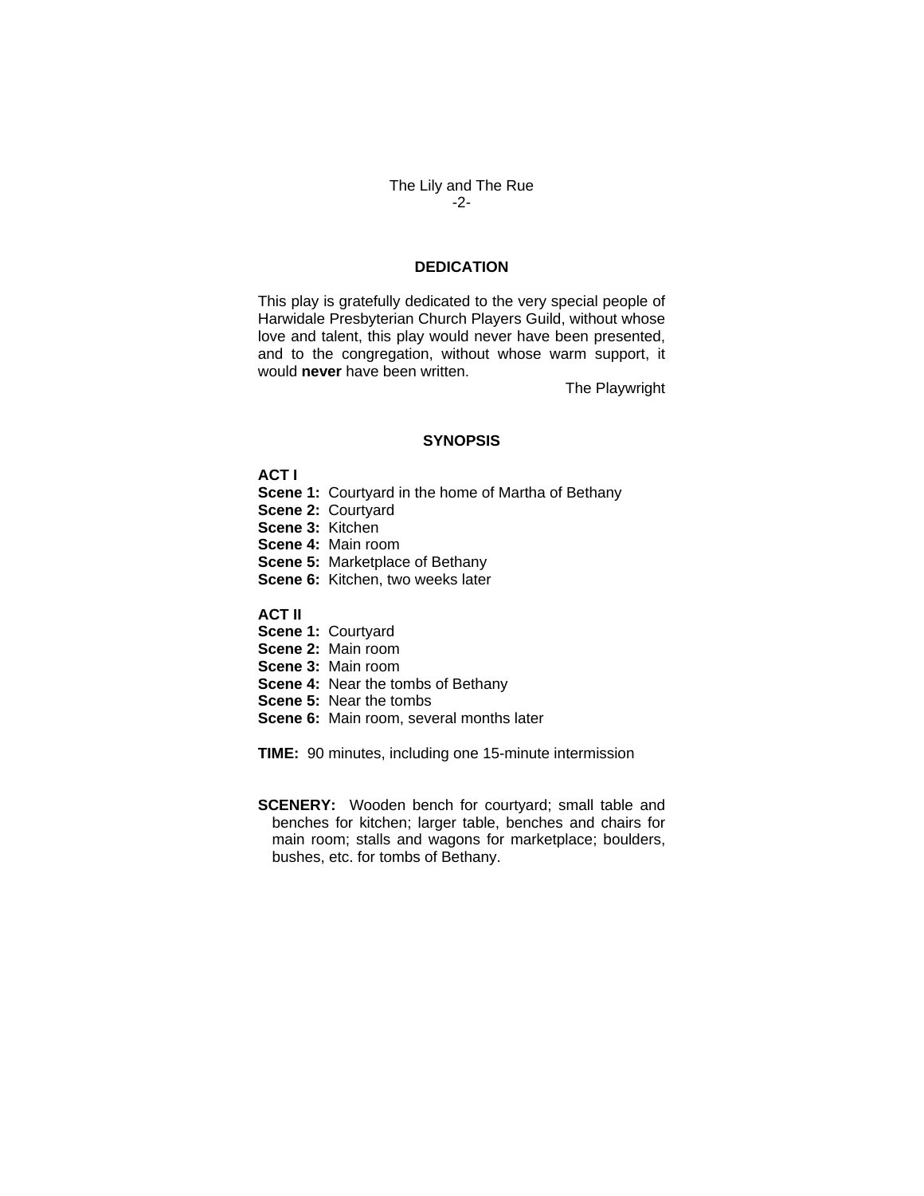## DEDICATION

This play is gratefully dedicated to the very special people of Harwidale Presbyterian Church Players Guild, without whose love and talent, this play would never have been presented, and to the congregation, without whose warm support, it would **never** have been written.

The Playwright

## SYNOPSIS

**ACT I**

**Scene 1:** Courtyard in the home of Martha of Bethany
**Scene 2:** Courtyard
**Scene 3:** Kitchen
**Scene 4:** Main room
**Scene 5:** Marketplace of Bethany
**Scene 6:** Kitchen, two weeks later

**ACT II**

**Scene 1:** Courtyard
**Scene 2:** Main room
**Scene 3:** Main room
**Scene 4:** Near the tombs of Bethany
**Scene 5:** Near the tombs
**Scene 6:** Main room, several months later

**TIME:** 90 minutes, including one 15-minute intermission

**SCENERY:** Wooden bench for courtyard; small table and benches for kitchen; larger table, benches and chairs for main room; stalls and wagons for marketplace; boulders, bushes, etc. for tombs of Bethany.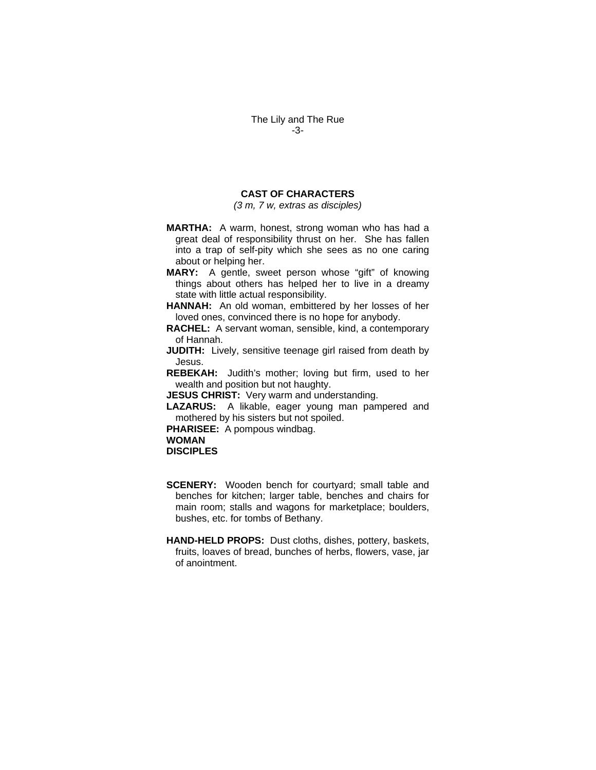## CAST OF CHARACTERS

*(3 m, 7 w, extras as disciples)*

**MARTHA:** A warm, honest, strong woman who has had a great deal of responsibility thrust on her. She has fallen into a trap of self-pity which she sees as no one caring about or helping her.

**MARY:** A gentle, sweet person whose "gift" of knowing things about others has helped her to live in a dreamy state with little actual responsibility.

**HANNAH:** An old woman, embittered by her losses of her loved ones, convinced there is no hope for anybody.

**RACHEL:** A servant woman, sensible, kind, a contemporary of Hannah.

**JUDITH:** Lively, sensitive teenage girl raised from death by Jesus.

**REBEKAH:** Judith's mother; loving but firm, used to her wealth and position but not haughty.

**JESUS CHRIST:** Very warm and understanding.

**LAZARUS:** A likable, eager young man pampered and mothered by his sisters but not spoiled.

**PHARISEE:** A pompous windbag.

**WOMAN**

**DISCIPLES**

**SCENERY:** Wooden bench for courtyard; small table and benches for kitchen; larger table, benches and chairs for main room; stalls and wagons for marketplace; boulders, bushes, etc. for tombs of Bethany.

**HAND-HELD PROPS:** Dust cloths, dishes, pottery, baskets, fruits, loaves of bread, bunches of herbs, flowers, vase, jar of anointment.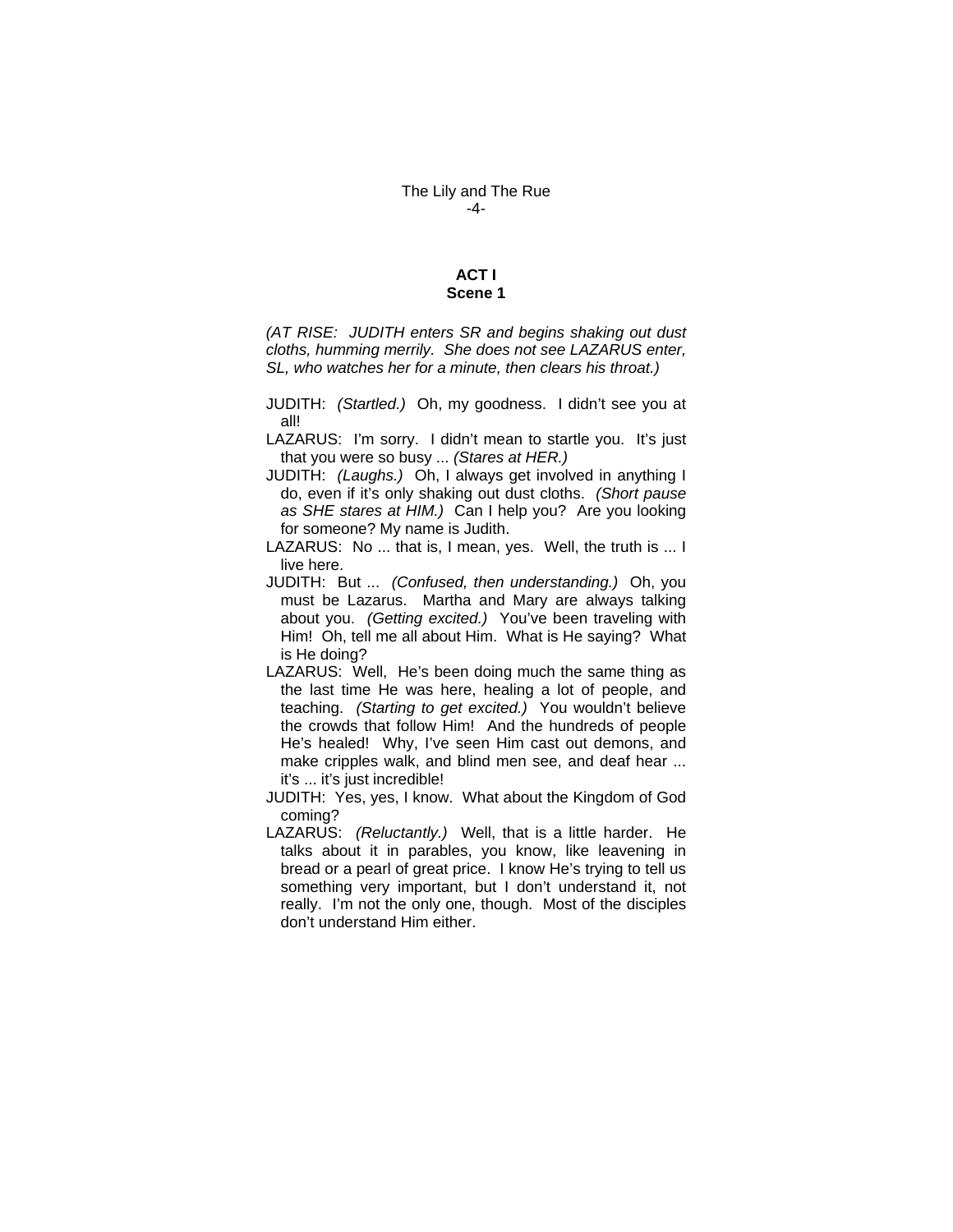## ACT I
### Scene 1

*(AT RISE: JUDITH enters SR and begins shaking out dust cloths, humming merrily. She does not see LAZARUS enter, SL, who watches her for a minute, then clears his throat.)*

JUDITH: *(Startled.)* Oh, my goodness. I didn't see you at all!

LAZARUS: I'm sorry. I didn't mean to startle you. It's just that you were so busy ... *(Stares at HER.)*

JUDITH: *(Laughs.)* Oh, I always get involved in anything I do, even if it's only shaking out dust cloths. *(Short pause as SHE stares at HIM.)* Can I help you? Are you looking for someone? My name is Judith.

LAZARUS: No ... that is, I mean, yes. Well, the truth is ... I live here.

JUDITH: But ... *(Confused, then understanding.)* Oh, you must be Lazarus. Martha and Mary are always talking about you. *(Getting excited.)* You've been traveling with Him! Oh, tell me all about Him. What is He saying? What is He doing?

LAZARUS: Well, He's been doing much the same thing as the last time He was here, healing a lot of people, and teaching. *(Starting to get excited.)* You wouldn't believe the crowds that follow Him! And the hundreds of people He's healed! Why, I've seen Him cast out demons, and make cripples walk, and blind men see, and deaf hear ... it's ... it's just incredible!

JUDITH: Yes, yes, I know. What about the Kingdom of God coming?

LAZARUS: *(Reluctantly.)* Well, that is a little harder. He talks about it in parables, you know, like leavening in bread or a pearl of great price. I know He's trying to tell us something very important, but I don't understand it, not really. I'm not the only one, though. Most of the disciples don't understand Him either.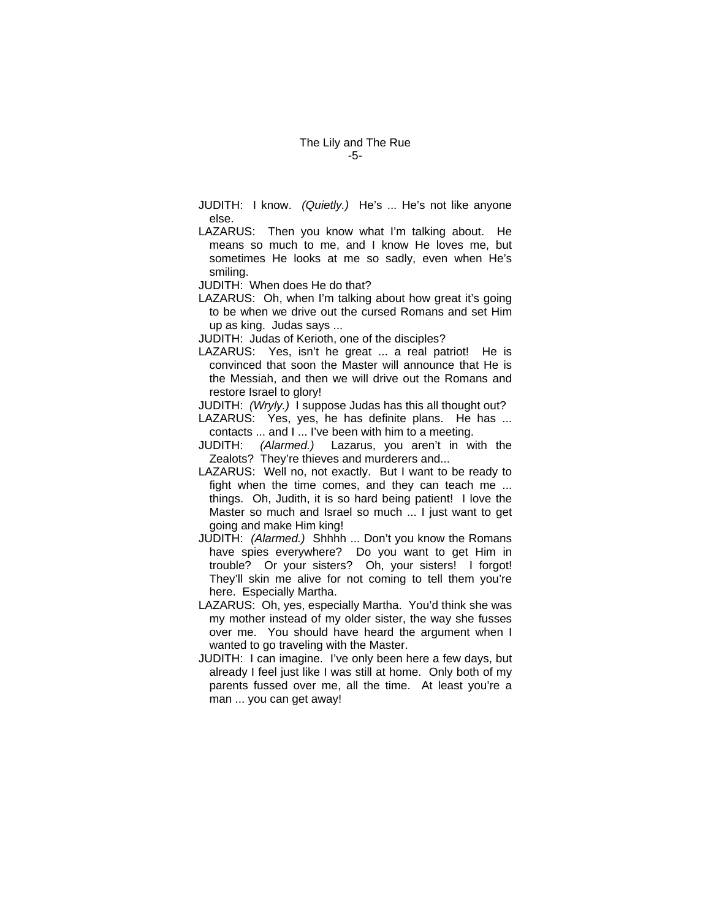JUDITH: I know. *(Quietly.)* He's ... He's not like anyone else.

LAZARUS: Then you know what I'm talking about. He means so much to me, and I know He loves me, but sometimes He looks at me so sadly, even when He's smiling.

JUDITH: When does He do that?

LAZARUS: Oh, when I'm talking about how great it's going to be when we drive out the cursed Romans and set Him up as king. Judas says ...

JUDITH: Judas of Kerioth, one of the disciples?

LAZARUS: Yes, isn't he great ... a real patriot! He is convinced that soon the Master will announce that He is the Messiah, and then we will drive out the Romans and restore Israel to glory!

JUDITH: *(Wryly.)* I suppose Judas has this all thought out?

LAZARUS: Yes, yes, he has definite plans. He has ... contacts ... and I ... I've been with him to a meeting.

JUDITH: *(Alarmed.)* Lazarus, you aren't in with the Zealots? They're thieves and murderers and...

LAZARUS: Well no, not exactly. But I want to be ready to fight when the time comes, and they can teach me ... things. Oh, Judith, it is so hard being patient! I love the Master so much and Israel so much ... I just want to get going and make Him king!

JUDITH: *(Alarmed.)* Shhhh ... Don't you know the Romans have spies everywhere? Do you want to get Him in trouble? Or your sisters? Oh, your sisters! I forgot! They'll skin me alive for not coming to tell them you're here. Especially Martha.

LAZARUS: Oh, yes, especially Martha. You'd think she was my mother instead of my older sister, the way she fusses over me. You should have heard the argument when I wanted to go traveling with the Master.

JUDITH: I can imagine. I've only been here a few days, but already I feel just like I was still at home. Only both of my parents fussed over me, all the time. At least you're a man ... you can get away!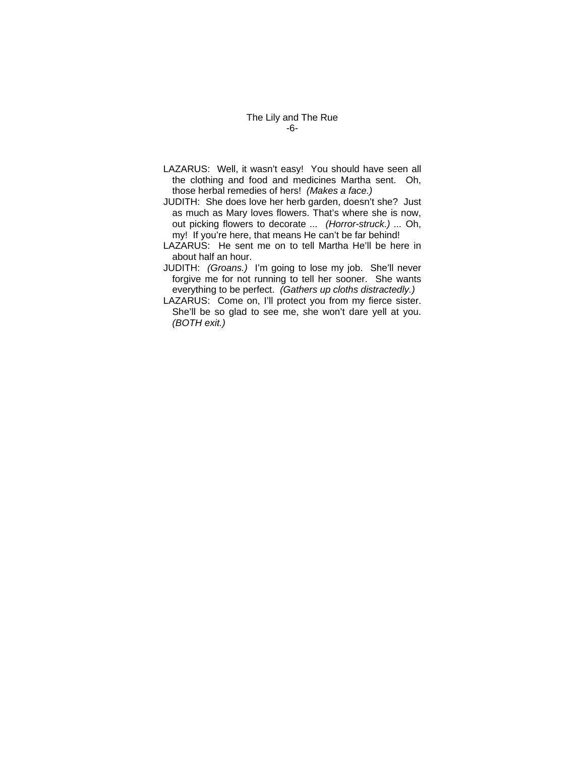LAZARUS: Well, it wasn't easy! You should have seen all the clothing and food and medicines Martha sent. Oh, those herbal remedies of hers! *(Makes a face.)*

JUDITH: She does love her herb garden, doesn't she? Just as much as Mary loves flowers. That's where she is now, out picking flowers to decorate ... *(Horror-struck.)* ... Oh, my! If you're here, that means He can't be far behind!

LAZARUS: He sent me on to tell Martha He'll be here in about half an hour.

JUDITH: *(Groans.)* I'm going to lose my job. She'll never forgive me for not running to tell her sooner. She wants everything to be perfect. *(Gathers up cloths distractedly.)*

LAZARUS: Come on, I'll protect you from my fierce sister. She'll be so glad to see me, she won't dare yell at you. *(BOTH exit.)*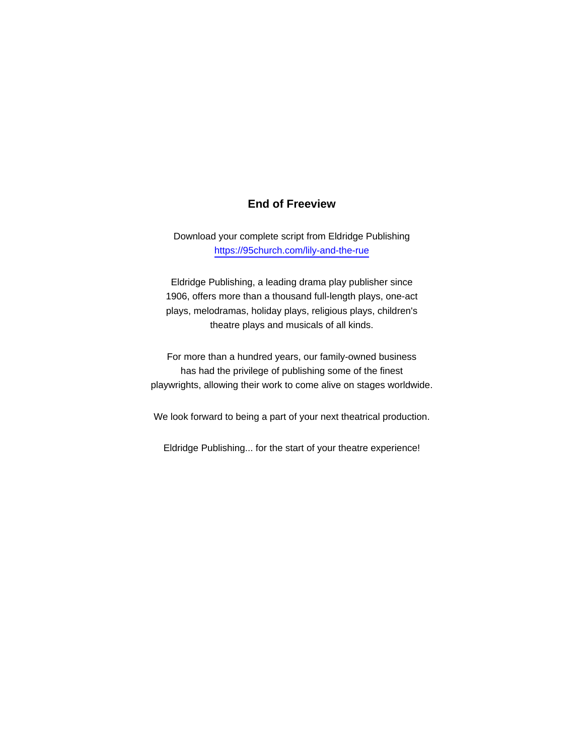**End of Freeview**

Download your complete script from Eldridge Publishing
https://95church.com/lily-and-the-rue

Eldridge Publishing, a leading drama play publisher since 1906, offers more than a thousand full-length plays, one-act plays, melodramas, holiday plays, religious plays, children's theatre plays and musicals of all kinds.

For more than a hundred years, our family-owned business has had the privilege of publishing some of the finest playwrights, allowing their work to come alive on stages worldwide.

We look forward to being a part of your next theatrical production.

Eldridge Publishing... for the start of your theatre experience!